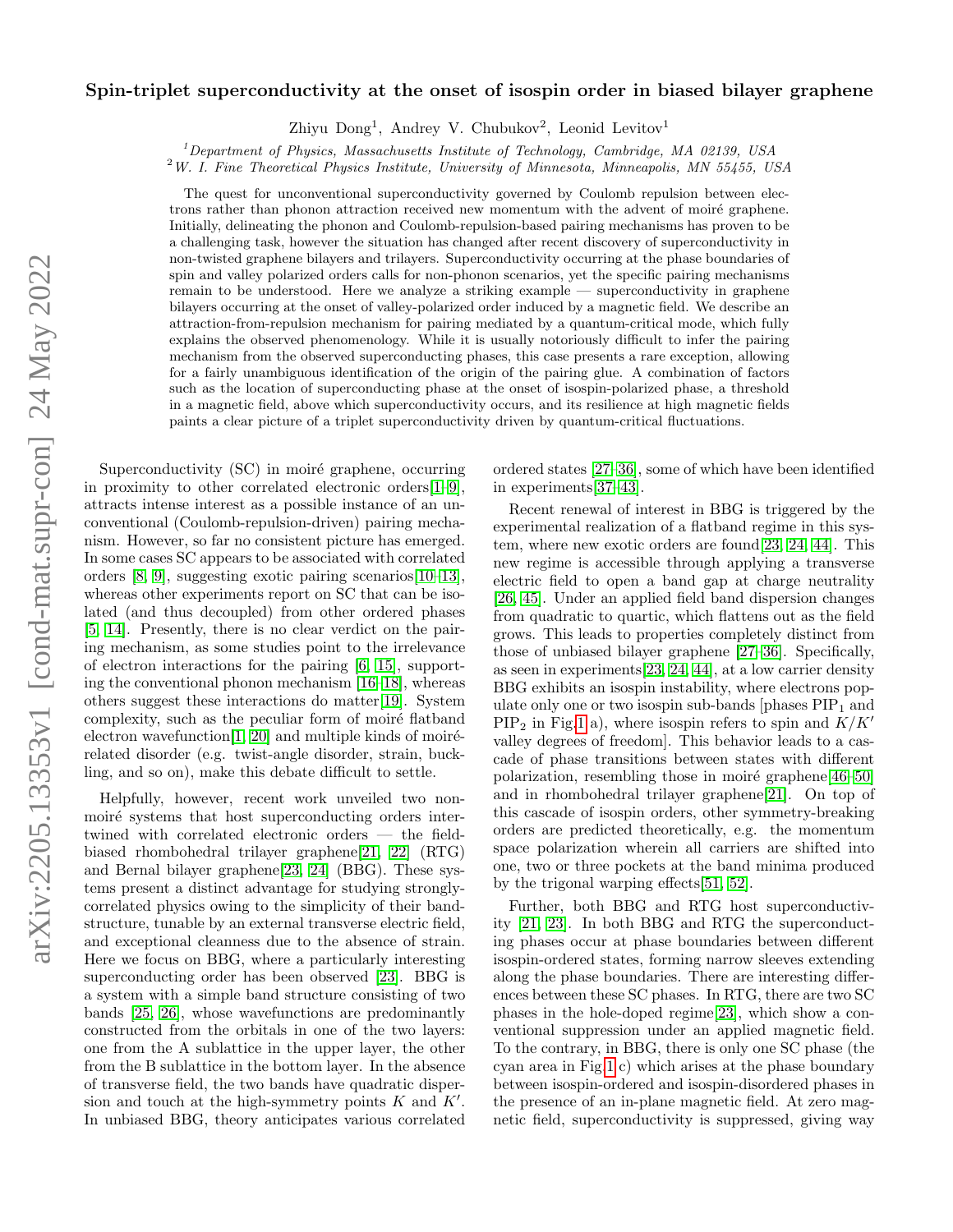# Spin-triplet superconductivity at the onset of isospin order in biased bilayer graphene

Zhiyu Dong[1], Andrey V. Chubukov[2], Leonid Levitov[1]

[1]*Department of Physics, Massachusetts Institute of Technology, Cambridge, MA 02139, USA*
[2]*W. I. Fine Theoretical Physics Institute, University of Minnesota, Minneapolis, MN 55455, USA*

The quest for unconventional superconductivity governed by Coulomb repulsion between electrons rather than phonon attraction received new momentum with the advent of moiré graphene. Initially, delineating the phonon and Coulomb-repulsion-based pairing mechanisms has proven to be a challenging task, however the situation has changed after recent discovery of superconductivity in non-twisted graphene bilayers and trilayers. Superconductivity occurring at the phase boundaries of spin and valley polarized orders calls for non-phonon scenarios, yet the specific pairing mechanisms remain to be understood. Here we analyze a striking example — superconductivity in graphene bilayers occurring at the onset of valley-polarized order induced by a magnetic field. We describe an attraction-from-repulsion mechanism for pairing mediated by a quantum-critical mode, which fully explains the observed phenomenology. While it is usually notoriously difficult to infer the pairing mechanism from the observed superconducting phases, this case presents a rare exception, allowing for a fairly unambiguous identification of the origin of the pairing glue. A combination of factors such as the location of superconducting phase at the onset of isospin-polarized phase, a threshold in a magnetic field, above which superconductivity occurs, and its resilience at high magnetic fields paints a clear picture of a triplet superconductivity driven by quantum-critical fluctuations.

Superconductivity (SC) in moiré graphene, occurring in proximity to other correlated electronic orders[1–9], attracts intense interest as a possible instance of an unconventional (Coulomb-repulsion-driven) pairing mechanism. However, so far no consistent picture has emerged. In some cases SC appears to be associated with correlated orders [8, 9], suggesting exotic pairing scenarios[10–13], whereas other experiments report on SC that can be isolated (and thus decoupled) from other ordered phases [5, 14]. Presently, there is no clear verdict on the pairing mechanism, as some studies point to the irrelevance of electron interactions for the pairing [6, 15], supporting the conventional phonon mechanism [16–18], whereas others suggest these interactions do matter[19]. System complexity, such as the peculiar form of moiré flatband electron wavefunction[1, 20] and multiple kinds of moiré-related disorder (e.g. twist-angle disorder, strain, buckling, and so on), make this debate difficult to settle.

Helpfully, however, recent work unveiled two non-moiré systems that host superconducting orders intertwined with correlated electronic orders — the field-biased rhombohedral trilayer graphene[21, 22] (RTG) and Bernal bilayer graphene[23, 24] (BBG). These systems present a distinct advantage for studying strongly-correlated physics owing to the simplicity of their bandstructure, tunable by an external transverse electric field, and exceptional cleanness due to the absence of strain. Here we focus on BBG, where a particularly interesting superconducting order has been observed [23]. BBG is a system with a simple band structure consisting of two bands [25, 26], whose wavefunctions are predominantly constructed from the orbitals in one of the two layers: one from the A sublattice in the upper layer, the other from the B sublattice in the bottom layer. In the absence of transverse field, the two bands have quadratic dispersion and touch at the high-symmetry points $K$ and $K'$. In unbiased BBG, theory anticipates various correlated ordered states [27–36], some of which have been identified in experiments[37–43].

Recent renewal of interest in BBG is triggered by the experimental realization of a flatband regime in this system, where new exotic orders are found[23, 24, 44]. This new regime is accessible through applying a transverse electric field to open a band gap at charge neutrality [26, 45]. Under an applied field band dispersion changes from quadratic to quartic, which flattens out as the field grows. This leads to properties completely distinct from those of unbiased bilayer graphene [27–36]. Specifically, as seen in experiments[23, 24, 44], at a low carrier density BBG exhibits an isospin instability, where electrons populate only one or two isospin sub-bands [phases $\mathrm{PIP}_1$ and $\mathrm{PIP}_2$ in Fig. 1 a), where isospin refers to spin and $K/K'$ valley degrees of freedom]. This behavior leads to a cascade of phase transitions between states with different polarization, resembling those in moiré graphene[46–50] and in rhombohedral trilayer graphene[21]. On top of this cascade of isospin orders, other symmetry-breaking orders are predicted theoretically, e.g. the momentum space polarization wherein all carriers are shifted into one, two or three pockets at the band minima produced by the trigonal warping effects[51, 52].

Further, both BBG and RTG host superconductivity [21, 23]. In both BBG and RTG the superconducting phases occur at phase boundaries between different isospin-ordered states, forming narrow sleeves extending along the phase boundaries. There are interesting differences between these SC phases. In RTG, there are two SC phases in the hole-doped regime[23], which show a conventional suppression under an applied magnetic field. To the contrary, in BBG, there is only one SC phase (the cyan area in Fig. 1 c) which arises at the phase boundary between isospin-ordered and isospin-disordered phases in the presence of an in-plane magnetic field. At zero magnetic field, superconductivity is suppressed, giving way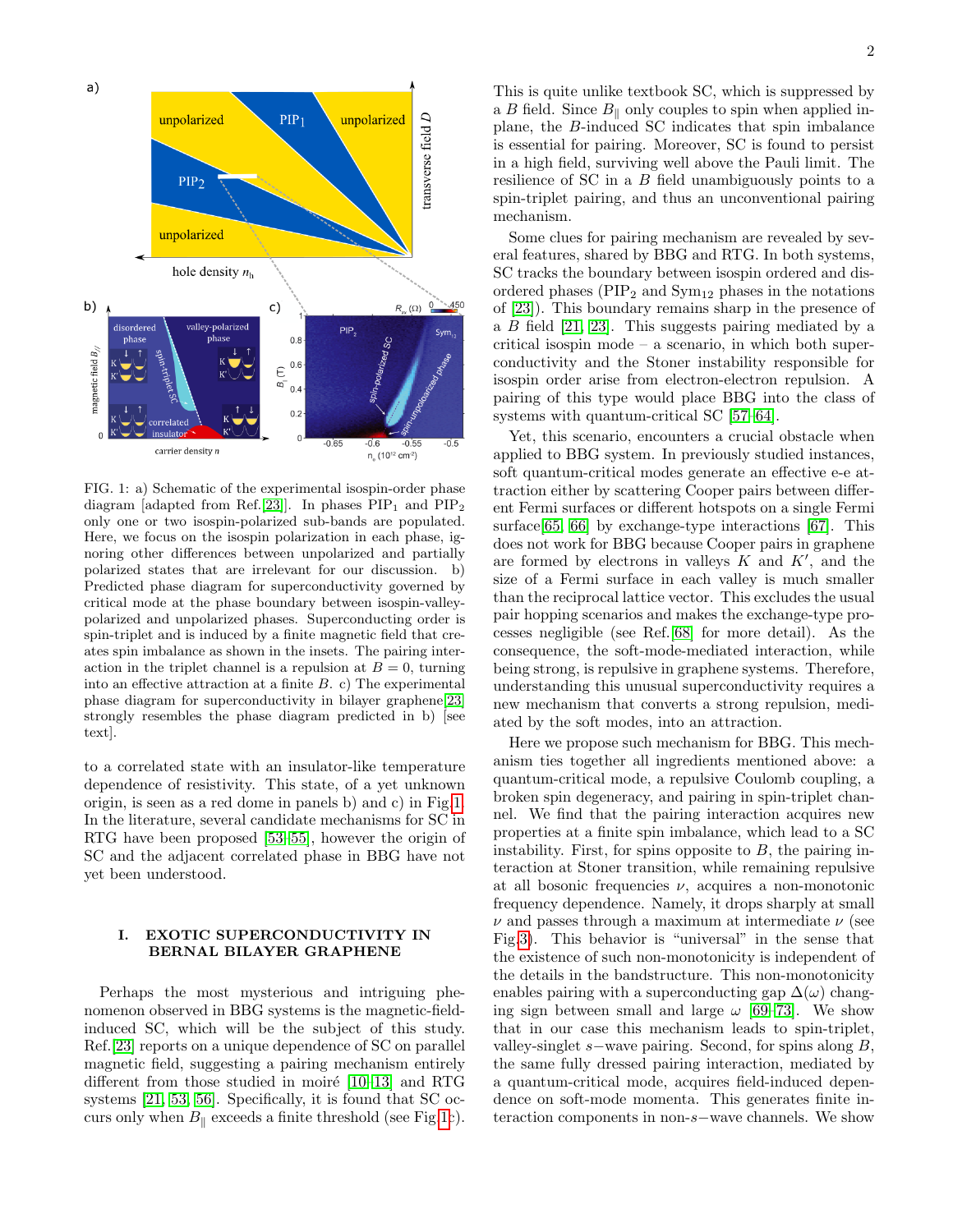FIG. 1: a) Schematic of the experimental isospin-order phase diagram [adapted from Ref.[23]]. In phases PIP$_1$ and PIP$_2$ only one or two isospin-polarized sub-bands are populated. Here, we focus on the isospin polarization in each phase, ignoring other differences between unpolarized and partially polarized states that are irrelevant for our discussion. b) Predicted phase diagram for superconductivity governed by critical mode at the phase boundary between isospin-valley-polarized and unpolarized phases. Superconducting order is spin-triplet and is induced by a finite magnetic field that creates spin imbalance as shown in the insets. The pairing interaction in the triplet channel is a repulsion at $B = 0$, turning into an effective attraction at a finite $B$. c) The experimental phase diagram for superconductivity in bilayer graphene[23] strongly resembles the phase diagram predicted in b) [see text].

to a correlated state with an insulator-like temperature dependence of resistivity. This state, of a yet unknown origin, is seen as a red dome in panels b) and c) in Fig.1. In the literature, several candidate mechanisms for SC in RTG have been proposed [53–55], however the origin of SC and the adjacent correlated phase in BBG have not yet been understood.

## I. EXOTIC SUPERCONDUCTIVITY IN BERNAL BILAYER GRAPHENE

Perhaps the most mysterious and intriguing phenomenon observed in BBG systems is the magnetic-field-induced SC, which will be the subject of this study. Ref.[23] reports on a unique dependence of SC on parallel magnetic field, suggesting a pairing mechanism entirely different from those studied in moiré [10–13] and RTG systems [21, 53, 56]. Specifically, it is found that SC occurs only when $B_\parallel$ exceeds a finite threshold (see Fig.1c). This is quite unlike textbook SC, which is suppressed by a $B$ field. Since $B_\parallel$ only couples to spin when applied in-plane, the $B$-induced SC indicates that spin imbalance is essential for pairing. Moreover, SC is found to persist in a high field, surviving well above the Pauli limit. The resilience of SC in a $B$ field unambiguously points to a spin-triplet pairing, and thus an unconventional pairing mechanism.

Some clues for pairing mechanism are revealed by several features, shared by BBG and RTG. In both systems, SC tracks the boundary between isospin ordered and disordered phases (PIP$_2$ and Sym$_{12}$ phases in the notations of [23]). This boundary remains sharp in the presence of a $B$ field [21, 23]. This suggests pairing mediated by a critical isospin mode – a scenario, in which both superconductivity and the Stoner instability responsible for isospin order arise from electron-electron repulsion. A pairing of this type would place BBG into the class of systems with quantum-critical SC [57–64].

Yet, this scenario, encounters a crucial obstacle when applied to BBG system. In previously studied instances, soft quantum-critical modes generate an effective e-e attraction either by scattering Cooper pairs between different Fermi surfaces or different hotspots on a single Fermi surface[65, 66] by exchange-type interactions [67]. This does not work for BBG because Cooper pairs in graphene are formed by electrons in valleys $K$ and $K'$, and the size of a Fermi surface in each valley is much smaller than the reciprocal lattice vector. This excludes the usual pair hopping scenarios and makes the exchange-type processes negligible (see Ref.[68] for more detail). As the consequence, the soft-mode-mediated interaction, while being strong, is repulsive in graphene systems. Therefore, understanding this unusual superconductivity requires a new mechanism that converts a strong repulsion, mediated by the soft modes, into an attraction.

Here we propose such mechanism for BBG. This mechanism ties together all ingredients mentioned above: a quantum-critical mode, a repulsive Coulomb coupling, a broken spin degeneracy, and pairing in spin-triplet channel. We find that the pairing interaction acquires new properties at a finite spin imbalance, which lead to a SC instability. First, for spins opposite to $B$, the pairing interaction at Stoner transition, while remaining repulsive at all bosonic frequencies $\nu$, acquires a non-monotonic frequency dependence. Namely, it drops sharply at small $\nu$ and passes through a maximum at intermediate $\nu$ (see Fig.3). This behavior is "universal" in the sense that the existence of such non-monotonicity is independent of the details in the bandstructure. This non-monotonicity enables pairing with a superconducting gap $\Delta(\omega)$ changing sign between small and large $\omega$ [69–73]. We show that in our case this mechanism leads to spin-triplet, valley-singlet $s-$wave pairing. Second, for spins along $B$, the same fully dressed pairing interaction, mediated by a quantum-critical mode, acquires field-induced dependence on soft-mode momenta. This generates finite interaction components in non-$s-$wave channels. We show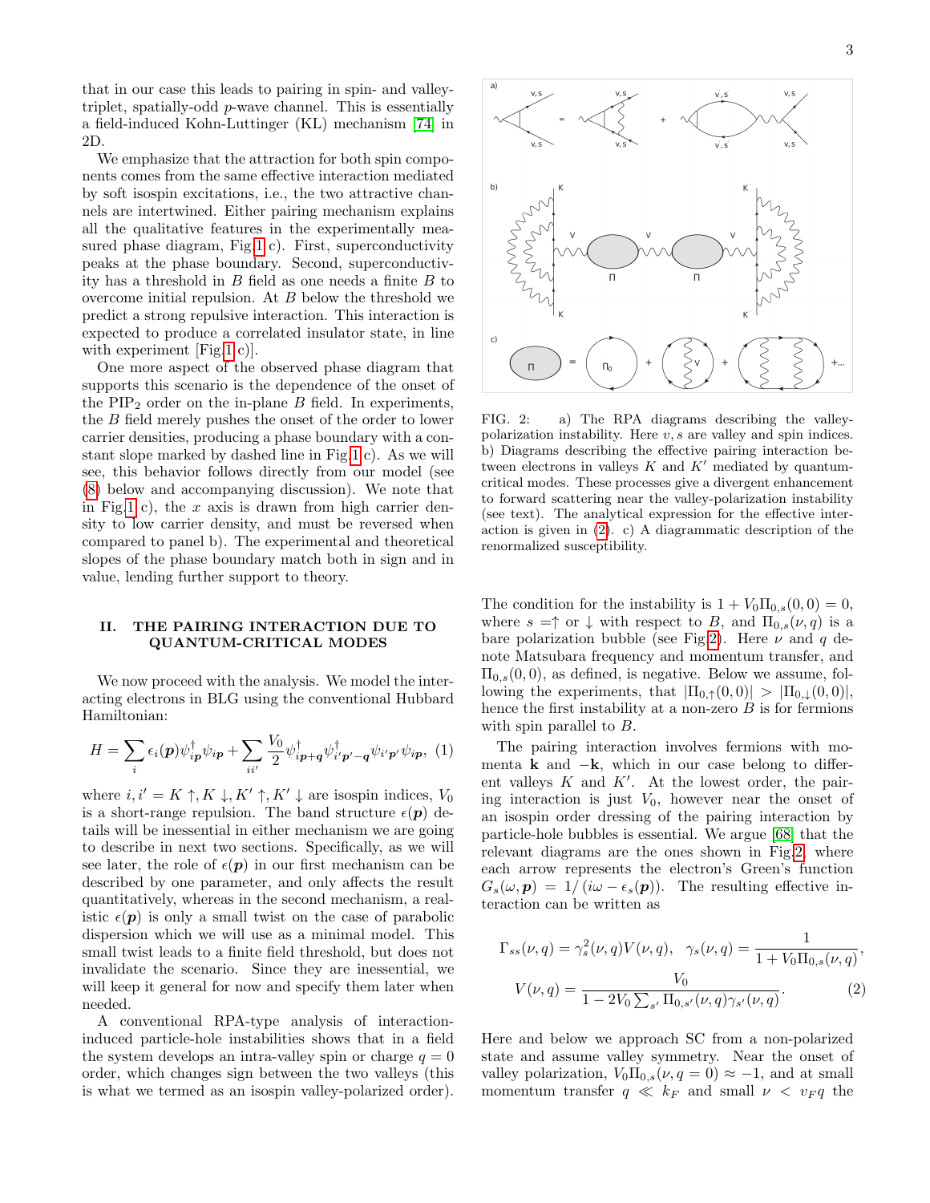that in our case this leads to pairing in spin- and valley-triplet, spatially-odd $p$-wave channel. This is essentially a field-induced Kohn-Luttinger (KL) mechanism [74] in 2D.

We emphasize that the attraction for both spin components comes from the same effective interaction mediated by soft isospin excitations, i.e., the two attractive channels are intertwined. Either pairing mechanism explains all the qualitative features in the experimentally measured phase diagram, Fig.1 c). First, superconductivity peaks at the phase boundary. Second, superconductivity has a threshold in $B$ field as one needs a finite $B$ to overcome initial repulsion. At $B$ below the threshold we predict a strong repulsive interaction. This interaction is expected to produce a correlated insulator state, in line with experiment [Fig.1 c)].

One more aspect of the observed phase diagram that supports this scenario is the dependence of the onset of the $PIP_2$ order on the in-plane $B$ field. In experiments, the $B$ field merely pushes the onset of the order to lower carrier densities, producing a phase boundary with a constant slope marked by dashed line in Fig.1 c). As we will see, this behavior follows directly from our model (see (8) below and accompanying discussion). We note that in Fig.1 c), the $x$ axis is drawn from high carrier density to low carrier density, and must be reversed when compared to panel b). The experimental and theoretical slopes of the phase boundary match both in sign and in value, lending further support to theory.

## II. THE PAIRING INTERACTION DUE TO QUANTUM-CRITICAL MODES

We now proceed with the analysis. We model the interacting electrons in BLG using the conventional Hubbard Hamiltonian:

$$H = \sum_i \epsilon_i(\boldsymbol{p})\psi^\dagger_{i\boldsymbol{p}}\psi_{i\boldsymbol{p}} + \sum_{ii'} \frac{V_0}{2}\psi^\dagger_{i\boldsymbol{p}+\boldsymbol{q}}\psi^\dagger_{i'\boldsymbol{p}'-\boldsymbol{q}}\psi_{i'\boldsymbol{p}'}\psi_{i\boldsymbol{p}}, \quad (1)$$

where $i, i' = K\uparrow, K\downarrow, K'\uparrow, K'\downarrow$ are isospin indices, $V_0$ is a short-range repulsion. The band structure $\epsilon(\boldsymbol{p})$ details will be inessential in either mechanism we are going to describe in next two sections. Specifically, as we will see later, the role of $\epsilon(\boldsymbol{p})$ in our first mechanism can be described by one parameter, and only affects the result quantitatively, whereas in the second mechanism, a realistic $\epsilon(\boldsymbol{p})$ is only a small twist on the case of parabolic dispersion which we will use as a minimal model. This small twist leads to a finite field threshold, but does not invalidate the scenario. Since they are inessential, we will keep it general for now and specify them later when needed.

A conventional RPA-type analysis of interaction-induced particle-hole instabilities shows that in a field the system develops an intra-valley spin or charge $q = 0$ order, which changes sign between the two valleys (this is what we termed as an isospin valley-polarized order).

FIG. 2: a) The RPA diagrams describing the valley-polarization instability. Here $v, s$ are valley and spin indices. b) Diagrams describing the effective pairing interaction between electrons in valleys $K$ and $K'$ mediated by quantum-critical modes. These processes give a divergent enhancement to forward scattering near the valley-polarization instability (see text). The analytical expression for the effective interaction is given in (2). c) A diagrammatic description of the renormalized susceptibility.

The condition for the instability is $1 + V_0\Pi_{0,s}(0,0) = 0$, where $s =\uparrow$ or $\downarrow$ with respect to $B$, and $\Pi_{0,s}(\nu, q)$ is a bare polarization bubble (see Fig.2). Here $\nu$ and $q$ denote Matsubara frequency and momentum transfer, and $\Pi_{0,s}(0,0)$, as defined, is negative. Below we assume, following the experiments, that $|\Pi_{0,\uparrow}(0,0)| > |\Pi_{0,\downarrow}(0,0)|$, hence the first instability at a non-zero $B$ is for fermions with spin parallel to $B$.

The pairing interaction involves fermions with momenta $\mathbf{k}$ and $-\mathbf{k}$, which in our case belong to different valleys $K$ and $K'$. At the lowest order, the pairing interaction is just $V_0$, however near the onset of an isospin order dressing of the pairing interaction by particle-hole bubbles is essential. We argue [68] that the relevant diagrams are the ones shown in Fig.2, where each arrow represents the electron's Green's function $G_s(\omega, \boldsymbol{p}) = 1/(i\omega - \epsilon_s(\boldsymbol{p}))$. The resulting effective interaction can be written as

$$\Gamma_{ss}(\nu, q) = \gamma_s^2(\nu, q)V(\nu, q), \quad \gamma_s(\nu, q) = \frac{1}{1 + V_0\Pi_{0,s}(\nu, q)},$$
$$V(\nu, q) = \frac{V_0}{1 - 2V_0\sum_{s'}\Pi_{0,s'}(\nu, q)\gamma_{s'}(\nu, q)}. \quad (2)$$

Here and below we approach SC from a non-polarized state and assume valley symmetry. Near the onset of valley polarization, $V_0\Pi_{0,s}(\nu, q = 0) \approx -1$, and at small momentum transfer $q \ll k_F$ and small $\nu < v_F q$ the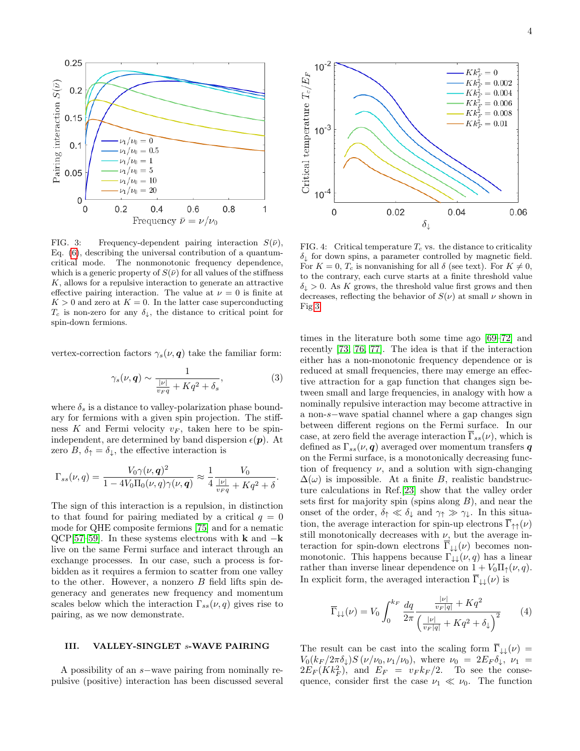FIG. 3: Frequency-dependent pairing interaction $S(\bar{\nu})$, Eq. (6), describing the universal contribution of a quantum-critical mode. The nonmonotonic frequency dependence, which is a generic property of $S(\bar{\nu})$ for all values of the stiffness $K$, allows for a repulsive interaction to generate an attractive effective pairing interaction. The value at $\nu = 0$ is finite at $K > 0$ and zero at $K = 0$. In the latter case superconducting $T_c$ is non-zero for any $\delta_\downarrow$, the distance to critical point for spin-down fermions.

FIG. 4: Critical temperature $T_c$ vs. the distance to criticality $\delta_\downarrow$ for down spins, a parameter controlled by magnetic field. For $K = 0$, $T_c$ is nonvanishing for all $\delta$ (see text). For $K \neq 0$, to the contrary, each curve starts at a finite threshold value $\delta_\downarrow > 0$. As $K$ grows, the threshold value first grows and then decreases, reflecting the behavior of $S(\nu)$ at small $\nu$ shown in Fig.3.

vertex-correction factors $\gamma_s(\nu, \boldsymbol{q})$ take the familiar form:

$$\gamma_s(\nu, \boldsymbol{q}) \sim \frac{1}{\frac{|\nu|}{v_F q} + Kq^2 + \delta_s}, \tag{3}$$

where $\delta_s$ is a distance to valley-polarization phase boundary for fermions with a given spin projection. The stiffness $K$ and Fermi velocity $v_F$, taken here to be spin-independent, are determined by band dispersion $\epsilon(\boldsymbol{p})$. At zero $B$, $\delta_\uparrow = \delta_\downarrow$, the effective interaction is

$$\Gamma_{ss}(\nu, q) = \frac{V_0 \gamma(\nu, \boldsymbol{q})^2}{1 - 4V_0 \Pi_0(\nu, q)\gamma(\nu, \boldsymbol{q})} \approx \frac{1}{4} \frac{V_0}{\frac{|\nu|}{v_F q} + Kq^2 + \delta}.$$

The sign of this interaction is a repulsion, in distinction to that found for pairing mediated by a critical $q = 0$ mode for QHE composite fermions [75] and for a nematic QCP[57–59]. In these systems electrons with $\mathbf{k}$ and $-\mathbf{k}$ live on the same Fermi surface and interact through an exchange processes. In our case, such a process is forbidden as it requires a fermion to scatter from one valley to the other. However, a nonzero $B$ field lifts spin degeneracy and generates new frequency and momentum scales below which the interaction $\Gamma_{ss}(\nu, q)$ gives rise to pairing, as we now demonstrate.

## III. VALLEY-SINGLET *s*-WAVE PAIRING

A possibility of an $s-$wave pairing from nominally repulsive (positive) interaction has been discussed several times in the literature both some time ago [69–72] and recently [73, 76, 77]. The idea is that if the interaction either has a non-monotonic frequency dependence or is reduced at small frequencies, there may emerge an effective attraction for a gap function that changes sign between small and large frequencies, in analogy with how a nominally repulsive interaction may become attractive in a non-$s-$wave spatial channel where a gap changes sign between different regions on the Fermi surface. In our case, at zero field the average interaction $\overline{\Gamma}_{ss}(\nu)$, which is defined as $\Gamma_{ss}(\nu, \boldsymbol{q})$ averaged over momentum transfers $\boldsymbol{q}$ on the Fermi surface, is a monotonically decreasing function of frequency $\nu$, and a solution with sign-changing $\Delta(\omega)$ is impossible. At a finite $B$, realistic bandstructure calculations in Ref.[23] show that the valley order sets first for majority spin (spins along $B$), and near the onset of the order, $\delta_\uparrow \ll \delta_\downarrow$ and $\gamma_\uparrow \gg \gamma_\downarrow$. In this situation, the average interaction for spin-up electrons $\overline{\Gamma}_{\uparrow\uparrow}(\nu)$ still monotonically decreases with $\nu$, but the average interaction for spin-down electrons $\overline{\Gamma}_{\downarrow\downarrow}(\nu)$ becomes non-monotonic. This happens because $\Gamma_{\downarrow\downarrow}(\nu, q)$ has a linear rather than inverse linear dependence on $1 + V_0\Pi_\uparrow(\nu, q)$. In explicit form, the averaged interaction $\overline{\Gamma}_{\downarrow\downarrow}(\nu)$ is

$$\overline{\Gamma}_{\downarrow\downarrow}(\nu) = V_0 \int_0^{k_F} \frac{dq}{2\pi} \frac{\frac{|\nu|}{v_F|q|} + Kq^2}{\left(\frac{|\nu|}{v_F|q|} + Kq^2 + \delta_\downarrow\right)^2} \tag{4}$$

The result can be cast into the scaling form $\overline{\Gamma}_{\downarrow\downarrow}(\nu) = V_0(k_F/2\pi\delta_\downarrow)S(\nu/\nu_0, \nu_1/\nu_0)$, where $\nu_0 = 2E_F\delta_\downarrow$, $\nu_1 = 2E_F(Kk_F^2)$, and $E_F = v_F k_F/2$. To see the consequence, consider first the case $\nu_1 \ll \nu_0$. The function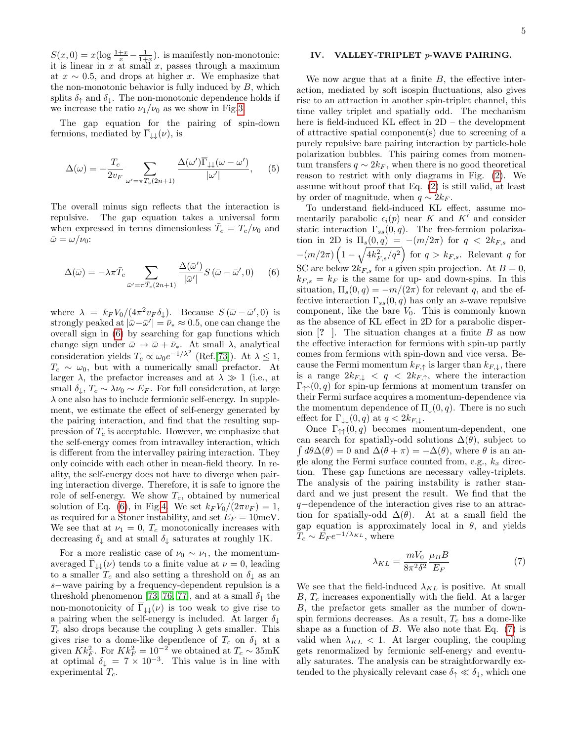$S(x,0) = x(\log \frac{1+x}{x} - \frac{1}{1+x})$. is manifestly non-monotonic: it is linear in $x$ at small $x$, passes through a maximum at $x \sim 0.5$, and drops at higher $x$. We emphasize that the non-monotonic behavior is fully induced by $B$, which splits $\delta_\uparrow$ and $\delta_\downarrow$. The non-monotonic dependence holds if we increase the ratio $\nu_1/\nu_0$ as we show in Fig.3.

The gap equation for the pairing of spin-down fermions, mediated by $\overline{\Gamma}_{\downarrow\downarrow}(\nu)$, is

$$\Delta(\omega) = -\frac{T_c}{2v_F} \sum_{\omega'=\pi T_c(2n+1)} \frac{\Delta(\omega')\overline{\Gamma}_{\downarrow\downarrow}(\omega-\omega')}{|\omega'|}, \quad (5)$$

The overall minus sign reflects that the interaction is repulsive. The gap equation takes a universal form when expressed in terms dimensionless $\bar{T}_c = T_c/\nu_0$ and $\bar{\omega} = \omega/\nu_0$:

$$\Delta(\bar{\omega}) = -\lambda\pi\bar{T}_c \sum_{\bar{\omega}'=\pi\bar{T}_c(2n+1)} \frac{\Delta(\bar{\omega}')}{|\bar{\omega}'|} S(\bar{\omega}-\bar{\omega}', 0) \quad (6)$$

where $\lambda = k_F V_0/(4\pi^2 v_F \delta_\downarrow)$. Because $S(\bar{\omega}-\bar{\omega}',0)$ is strongly peaked at $|\bar{\omega}-\bar{\omega}'| = \bar{\nu}_* \approx 0.5$, one can change the overall sign in (6) by searching for gap functions which change sign under $\bar{\omega} \to \bar{\omega} + \bar{\nu}_*$. At small $\lambda$, analytical consideration yields $T_c \propto \omega_0 e^{-1/\lambda^2}$ (Ref.[73]). At $\lambda \leq 1$, $T_c \sim \omega_0$, but with a numerically small prefactor. At larger $\lambda$, the prefactor increases and at $\lambda \gg 1$ (i.e., at small $\delta_\downarrow$, $T_c \sim \lambda\nu_0 \sim E_F$. For full consideration, at large $\lambda$ one also has to include fermionic self-energy. In supplement, we estimate the effect of self-energy generated by the pairing interaction, and find that the resulting suppression of $T_c$ is acceptable. However, we emphasize that the self-energy comes from intravalley interaction, which is different from the intervalley pairing interaction. They only coincide with each other in mean-field theory. In reality, the self-energy does not have to diverge when pairing interaction diverge. Therefore, it is safe to ignore the role of self-energy. We show $T_c$, obtained by numerical solution of Eq. (6), in Fig.4. We set $k_F V_0/(2\pi v_F) = 1$, as required for a Stoner instability, and set $E_F = 10$meV. We see that at $\nu_1 = 0$, $T_c$ monotonically increases with decreasing $\delta_\downarrow$ and at small $\delta_\downarrow$ saturates at roughly 1K.

For a more realistic case of $\nu_0 \sim \nu_1$, the momentum-averaged $\overline{\Gamma}_{\downarrow\downarrow}(\nu)$ tends to a finite value at $\nu = 0$, leading to a smaller $T_c$ and also setting a threshold on $\delta_\downarrow$ as an $s-$wave pairing by a frequency-dependent repulsion is a threshold phenomenon [73, 76, 77], and at a small $\delta_\downarrow$ the non-monotonicity of $\overline{\Gamma}_{\downarrow\downarrow}(\nu)$ is too weak to give rise to a pairing when the self-energy is included. At larger $\delta_\downarrow$ $T_c$ also drops because the coupling $\lambda$ gets smaller. This gives rise to a dome-like dependence of $T_c$ on $\delta_\downarrow$ at a given $Kk_F^2$. For $Kk_F^2 = 10^{-2}$ we obtained at $T_c \sim 35$mK at optimal $\delta_\downarrow = 7 \times 10^{-3}$. This value is in line with experimental $T_c$.

## IV. VALLEY-TRIPLET $p$-WAVE PAIRING.

We now argue that at a finite $B$, the effective interaction, mediated by soft isospin fluctuations, also gives rise to an attraction in another spin-triplet channel, this time valley triplet and spatially odd. The mechanism here is field-induced KL effect in 2D – the development of attractive spatial component(s) due to screening of a purely repulsive bare pairing interaction by particle-hole polarization bubbles. This pairing comes from momentum transfers $q \sim 2k_F$, when there is no good theoretical reason to restrict with only diagrams in Fig. (2). We assume without proof that Eq. (2) is still valid, at least by order of magnitude, when $q \sim 2k_F$.

To understand field-induced KL effect, assume momentarily parabolic $\epsilon_i(p)$ near $K$ and $K'$ and consider static interaction $\Gamma_{ss}(0,q)$. The free-fermion polarization in 2D is $\Pi_s(0,q) = -(m/2\pi)$ for $q < 2k_{F,s}$ and $-(m/2\pi)\left(1 - \sqrt{4k_{F,s}^2/q^2}\right)$ for $q > k_{F,s}$. Relevant $q$ for SC are below $2k_{F,s}$ for a given spin projection. At $B = 0$, $k_{F,s} = k_F$ is the same for up- and down-spins. In this situation, $\Pi_s(0,q) = -m/(2\pi)$ for relevant $q$, and the effective interaction $\Gamma_{ss}(0,q)$ has only an $s$-wave repulsive component, like the bare $V_0$. This is commonly known as the absence of KL effect in 2D for a parabolic dispersion [? ]. The situation changes at a finite $B$ as now the effective interaction for fermions with spin-up partly comes from fermions with spin-down and vice versa. Because the Fermi momentum $k_{F,\uparrow}$ is larger than $k_{F,\downarrow}$, there is a range $2k_{F,\downarrow} < q < 2k_{F,\uparrow}$, where the interaction $\Gamma_{\uparrow\uparrow}(0,q)$ for spin-up fermions at momentum transfer on their Fermi surface acquires a momentum-dependence via the momentum dependence of $\Pi_\downarrow(0,q)$. There is no such effect for $\Gamma_{\downarrow\downarrow}(0,q)$ at $q < 2k_{F,\downarrow}$.

Once $\Gamma_{\uparrow\uparrow}(0,q)$ becomes momentum-dependent, one can search for spatially-odd solutions $\Delta(\theta)$, subject to $\int d\theta\Delta(\theta) = 0$ and $\Delta(\theta+\pi) = -\Delta(\theta)$, where $\theta$ is an angle along the Fermi surface counted from, e.g., $k_x$ direction. These gap functions are necessary valley-triplets. The analysis of the pairing instability is rather standard and we just present the result. We find that the $q-$dependence of the interaction gives rise to an attraction for spatially-odd $\Delta(\theta)$. At at a small field the gap equation is approximately local in $\theta$, and yields $T_c \sim E_F e^{-1/\lambda_{KL}}$, where

$$\lambda_{KL} = \frac{mV_0}{8\pi^2\delta^2}\frac{\mu_B B}{E_F} \quad (7)$$

We see that the field-induced $\lambda_{KL}$ is positive. At small $B$, $T_c$ increases exponentially with the field. At a larger $B$, the prefactor gets smaller as the number of down-spin fermions decreases. As a result, $T_c$ has a dome-like shape as a function of $B$. We also note that Eq. (7) is valid when $\lambda_{KL} < 1$. At larger coupling, the coupling gets renormalized by fermionic self-energy and eventually saturates. The analysis can be straightforwardly extended to the physically relevant case $\delta_\uparrow \ll \delta_\downarrow$, which one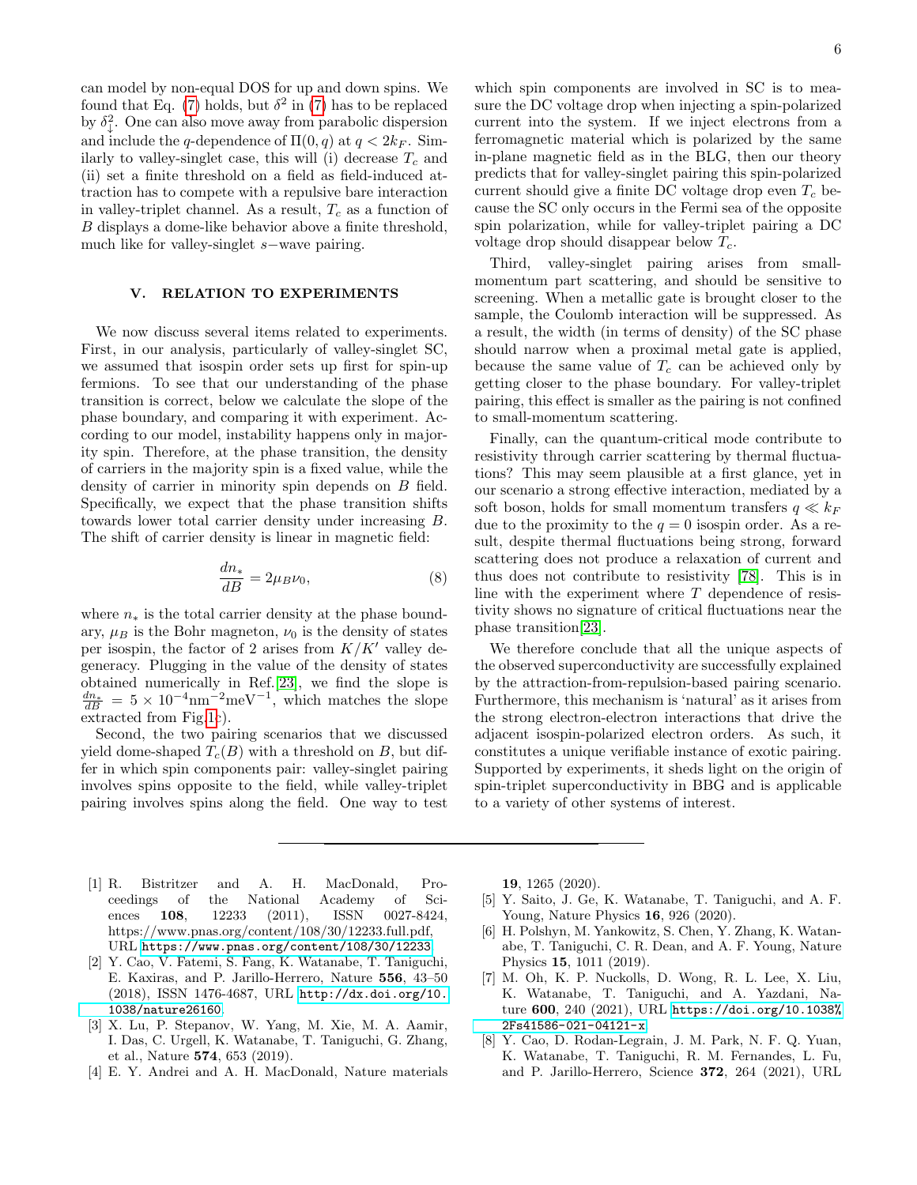can model by non-equal DOS for up and down spins. We found that Eq. (7) holds, but $\delta^2$ in (7) has to be replaced by $\delta_\downarrow^2$. One can also move away from parabolic dispersion and include the $q$-dependence of $\Pi(0,q)$ at $q < 2k_F$. Similarly to valley-singlet case, this will (i) decrease $T_c$ and (ii) set a finite threshold on a field as field-induced attraction has to compete with a repulsive bare interaction in valley-triplet channel. As a result, $T_c$ as a function of $B$ displays a dome-like behavior above a finite threshold, much like for valley-singlet $s-$wave pairing.

## V. RELATION TO EXPERIMENTS

We now discuss several items related to experiments. First, in our analysis, particularly of valley-singlet SC, we assumed that isospin order sets up first for spin-up fermions. To see that our understanding of the phase transition is correct, below we calculate the slope of the phase boundary, and comparing it with experiment. According to our model, instability happens only in majority spin. Therefore, at the phase transition, the density of carriers in the majority spin is a fixed value, while the density of carrier in minority spin depends on $B$ field. Specifically, we expect that the phase transition shifts towards lower total carrier density under increasing $B$. The shift of carrier density is linear in magnetic field:

$$\frac{dn_*}{dB} = 2\mu_B \nu_0, \tag{8}$$

where $n_*$ is the total carrier density at the phase boundary, $\mu_B$ is the Bohr magneton, $\nu_0$ is the density of states per isospin, the factor of 2 arises from $K/K'$ valley degeneracy. Plugging in the value of the density of states obtained numerically in Ref. [23], we find the slope is $\frac{dn_*}{dB} = 5 \times 10^{-4}\text{nm}^{-2}\text{meV}^{-1}$, which matches the slope extracted from Fig.1c).

Second, the two pairing scenarios that we discussed yield dome-shaped $T_c(B)$ with a threshold on $B$, but differ in which spin components pair: valley-singlet pairing involves spins opposite to the field, while valley-triplet pairing involves spins along the field. One way to test which spin components are involved in SC is to measure the DC voltage drop when injecting a spin-polarized current into the system. If we inject electrons from a ferromagnetic material which is polarized by the same in-plane magnetic field as in the BLG, then our theory predicts that for valley-singlet pairing this spin-polarized current should give a finite DC voltage drop even $T_c$ because the SC only occurs in the Fermi sea of the opposite spin polarization, while for valley-triplet pairing a DC voltage drop should disappear below $T_c$.

Third, valley-singlet pairing arises from small-momentum part scattering, and should be sensitive to screening. When a metallic gate is brought closer to the sample, the Coulomb interaction will be suppressed. As a result, the width (in terms of density) of the SC phase should narrow when a proximal metal gate is applied, because the same value of $T_c$ can be achieved only by getting closer to the phase boundary. For valley-triplet pairing, this effect is smaller as the pairing is not confined to small-momentum scattering.

Finally, can the quantum-critical mode contribute to resistivity through carrier scattering by thermal fluctuations? This may seem plausible at a first glance, yet in our scenario a strong effective interaction, mediated by a soft boson, holds for small momentum transfers $q \ll k_F$ due to the proximity to the $q = 0$ isospin order. As a result, despite thermal fluctuations being strong, forward scattering does not produce a relaxation of current and thus does not contribute to resistivity [78]. This is in line with the experiment where $T$ dependence of resistivity shows no signature of critical fluctuations near the phase transition[23].

We therefore conclude that all the unique aspects of the observed superconductivity are successfully explained by the attraction-from-repulsion-based pairing scenario. Furthermore, this mechanism is 'natural' as it arises from the strong electron-electron interactions that drive the adjacent isospin-polarized electron orders. As such, it constitutes a unique verifiable instance of exotic pairing. Supported by experiments, it sheds light on the origin of spin-triplet superconductivity in BBG and is applicable to a variety of other systems of interest.

---

[1] R. Bistritzer and A. H. MacDonald, Proceedings of the National Academy of Sciences **108**, 12233 (2011), ISSN 0027-8424, https://www.pnas.org/content/108/30/12233.full.pdf, URL https://www.pnas.org/content/108/30/12233.

[2] Y. Cao, V. Fatemi, S. Fang, K. Watanabe, T. Taniguchi, E. Kaxiras, and P. Jarillo-Herrero, Nature **556**, 43–50 (2018), ISSN 1476-4687, URL http://dx.doi.org/10.1038/nature26160.

[3] X. Lu, P. Stepanov, W. Yang, M. Xie, M. A. Aamir, I. Das, C. Urgell, K. Watanabe, T. Taniguchi, G. Zhang, et al., Nature **574**, 653 (2019).

[4] E. Y. Andrei and A. H. MacDonald, Nature materials **19**, 1265 (2020).

[5] Y. Saito, J. Ge, K. Watanabe, T. Taniguchi, and A. F. Young, Nature Physics **16**, 926 (2020).

[6] H. Polshyn, M. Yankowitz, S. Chen, Y. Zhang, K. Watanabe, T. Taniguchi, C. R. Dean, and A. F. Young, Nature Physics **15**, 1011 (2019).

[7] M. Oh, K. P. Nuckolls, D. Wong, R. L. Lee, X. Liu, K. Watanabe, T. Taniguchi, and A. Yazdani, Nature **600**, 240 (2021), URL https://doi.org/10.1038%2Fs41586-021-04121-x.

[8] Y. Cao, D. Rodan-Legrain, J. M. Park, N. F. Q. Yuan, K. Watanabe, T. Taniguchi, R. M. Fernandes, L. Fu, and P. Jarillo-Herrero, Science **372**, 264 (2021), URL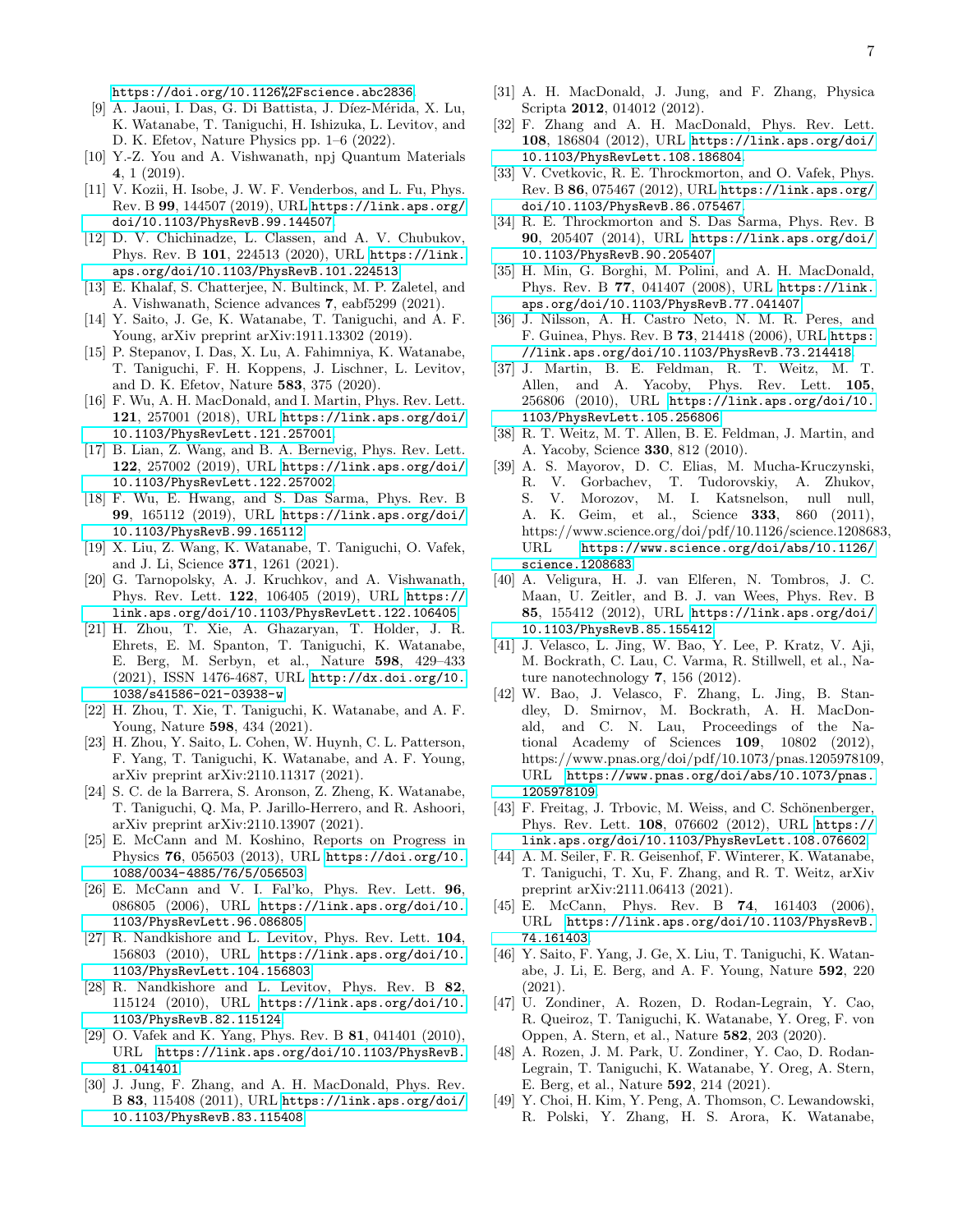https://doi.org/10.1126%2Fscience.abc2836

[9] A. Jaoui, I. Das, G. Di Battista, J. Díez-Mérida, X. Lu, K. Watanabe, T. Taniguchi, H. Ishizuka, L. Levitov, and D. K. Efetov, Nature Physics pp. 1–6 (2022).

[10] Y.-Z. You and A. Vishwanath, npj Quantum Materials **4**, 1 (2019).

[11] V. Kozii, H. Isobe, J. W. F. Venderbos, and L. Fu, Phys. Rev. B **99**, 144507 (2019), URL https://link.aps.org/doi/10.1103/PhysRevB.99.144507.

[12] D. V. Chichinadze, L. Classen, and A. V. Chubukov, Phys. Rev. B **101**, 224513 (2020), URL https://link.aps.org/doi/10.1103/PhysRevB.101.224513.

[13] E. Khalaf, S. Chatterjee, N. Bultinck, M. P. Zaletel, and A. Vishwanath, Science advances **7**, eabf5299 (2021).

[14] Y. Saito, J. Ge, K. Watanabe, T. Taniguchi, and A. F. Young, arXiv preprint arXiv:1911.13302 (2019).

[15] P. Stepanov, I. Das, X. Lu, A. Fahimniya, K. Watanabe, T. Taniguchi, F. H. Koppens, J. Lischner, L. Levitov, and D. K. Efetov, Nature **583**, 375 (2020).

[16] F. Wu, A. H. MacDonald, and I. Martin, Phys. Rev. Lett. **121**, 257001 (2018), URL https://link.aps.org/doi/10.1103/PhysRevLett.121.257001.

[17] B. Lian, Z. Wang, and B. A. Bernevig, Phys. Rev. Lett. **122**, 257002 (2019), URL https://link.aps.org/doi/10.1103/PhysRevLett.122.257002.

[18] F. Wu, E. Hwang, and S. Das Sarma, Phys. Rev. B **99**, 165112 (2019), URL https://link.aps.org/doi/10.1103/PhysRevB.99.165112.

[19] X. Liu, Z. Wang, K. Watanabe, T. Taniguchi, O. Vafek, and J. Li, Science **371**, 1261 (2021).

[20] G. Tarnopolsky, A. J. Kruchkov, and A. Vishwanath, Phys. Rev. Lett. **122**, 106405 (2019), URL https://link.aps.org/doi/10.1103/PhysRevLett.122.106405.

[21] H. Zhou, T. Xie, A. Ghazaryan, T. Holder, J. R. Ehrets, E. M. Spanton, T. Taniguchi, K. Watanabe, E. Berg, M. Serbyn, et al., Nature **598**, 429–433 (2021), ISSN 1476-4687, URL http://dx.doi.org/10.1038/s41586-021-03938-w.

[22] H. Zhou, T. Xie, T. Taniguchi, K. Watanabe, and A. F. Young, Nature **598**, 434 (2021).

[23] H. Zhou, Y. Saito, L. Cohen, W. Huynh, C. L. Patterson, F. Yang, T. Taniguchi, K. Watanabe, and A. F. Young, arXiv preprint arXiv:2110.11317 (2021).

[24] S. C. de la Barrera, S. Aronson, Z. Zheng, K. Watanabe, T. Taniguchi, Q. Ma, P. Jarillo-Herrero, and R. Ashoori, arXiv preprint arXiv:2110.13907 (2021).

[25] E. McCann and M. Koshino, Reports on Progress in Physics **76**, 056503 (2013), URL https://doi.org/10.1088/0034-4885/76/5/056503.

[26] E. McCann and V. I. Fal'ko, Phys. Rev. Lett. **96**, 086805 (2006), URL https://link.aps.org/doi/10.1103/PhysRevLett.96.086805.

[27] R. Nandkishore and L. Levitov, Phys. Rev. Lett. **104**, 156803 (2010), URL https://link.aps.org/doi/10.1103/PhysRevLett.104.156803.

[28] R. Nandkishore and L. Levitov, Phys. Rev. B **82**, 115124 (2010), URL https://link.aps.org/doi/10.1103/PhysRevB.82.115124.

[29] O. Vafek and K. Yang, Phys. Rev. B **81**, 041401 (2010), URL https://link.aps.org/doi/10.1103/PhysRevB.81.041401.

[30] J. Jung, F. Zhang, and A. H. MacDonald, Phys. Rev. B **83**, 115408 (2011), URL https://link.aps.org/doi/10.1103/PhysRevB.83.115408.

[31] A. H. MacDonald, J. Jung, and F. Zhang, Physica Scripta **2012**, 014012 (2012).

[32] F. Zhang and A. H. MacDonald, Phys. Rev. Lett. **108**, 186804 (2012), URL https://link.aps.org/doi/10.1103/PhysRevLett.108.186804.

[33] V. Cvetkovic, R. E. Throckmorton, and O. Vafek, Phys. Rev. B **86**, 075467 (2012), URL https://link.aps.org/doi/10.1103/PhysRevB.86.075467.

[34] R. E. Throckmorton and S. Das Sarma, Phys. Rev. B **90**, 205407 (2014), URL https://link.aps.org/doi/10.1103/PhysRevB.90.205407.

[35] H. Min, G. Borghi, M. Polini, and A. H. MacDonald, Phys. Rev. B **77**, 041407 (2008), URL https://link.aps.org/doi/10.1103/PhysRevB.77.041407.

[36] J. Nilsson, A. H. Castro Neto, N. M. R. Peres, and F. Guinea, Phys. Rev. B **73**, 214418 (2006), URL https://link.aps.org/doi/10.1103/PhysRevB.73.214418.

[37] J. Martin, B. E. Feldman, R. T. Weitz, M. T. Allen, and A. Yacoby, Phys. Rev. Lett. **105**, 256806 (2010), URL https://link.aps.org/doi/10.1103/PhysRevLett.105.256806.

[38] R. T. Weitz, M. T. Allen, B. E. Feldman, J. Martin, and A. Yacoby, Science **330**, 812 (2010).

[39] A. S. Mayorov, D. C. Elias, M. Mucha-Kruczynski, R. V. Gorbachev, T. Tudorovskiy, A. Zhukov, S. V. Morozov, M. I. Katsnelson, null null, A. K. Geim, et al., Science **333**, 860 (2011), https://www.science.org/doi/pdf/10.1126/science.1208683, URL https://www.science.org/doi/abs/10.1126/science.1208683.

[40] A. Veligura, H. J. van Elferen, N. Tombros, J. C. Maan, U. Zeitler, and B. J. van Wees, Phys. Rev. B **85**, 155412 (2012), URL https://link.aps.org/doi/10.1103/PhysRevB.85.155412.

[41] J. Velasco, L. Jing, W. Bao, Y. Lee, P. Kratz, V. Aji, M. Bockrath, C. Lau, C. Varma, R. Stillwell, et al., Nature nanotechnology **7**, 156 (2012).

[42] W. Bao, J. Velasco, F. Zhang, L. Jing, B. Standley, D. Smirnov, M. Bockrath, A. H. MacDonald, and C. N. Lau, Proceedings of the National Academy of Sciences **109**, 10802 (2012), https://www.pnas.org/doi/pdf/10.1073/pnas.1205978109, URL https://www.pnas.org/doi/abs/10.1073/pnas.1205978109.

[43] F. Freitag, J. Trbovic, M. Weiss, and C. Schönenberger, Phys. Rev. Lett. **108**, 076602 (2012), URL https://link.aps.org/doi/10.1103/PhysRevLett.108.076602.

[44] A. M. Seiler, F. R. Geisenhof, F. Winterer, K. Watanabe, T. Taniguchi, T. Xu, F. Zhang, and R. T. Weitz, arXiv preprint arXiv:2111.06413 (2021).

[45] E. McCann, Phys. Rev. B **74**, 161403 (2006), URL https://link.aps.org/doi/10.1103/PhysRevB.74.161403.

[46] Y. Saito, F. Yang, J. Ge, X. Liu, T. Taniguchi, K. Watanabe, J. Li, E. Berg, and A. F. Young, Nature **592**, 220 (2021).

[47] U. Zondiner, A. Rozen, D. Rodan-Legrain, Y. Cao, R. Queiroz, T. Taniguchi, K. Watanabe, Y. Oreg, F. von Oppen, A. Stern, et al., Nature **582**, 203 (2020).

[48] A. Rozen, J. M. Park, U. Zondiner, Y. Cao, D. Rodan-Legrain, T. Taniguchi, K. Watanabe, Y. Oreg, A. Stern, E. Berg, et al., Nature **592**, 214 (2021).

[49] Y. Choi, H. Kim, Y. Peng, A. Thomson, C. Lewandowski, R. Polski, Y. Zhang, H. S. Arora, K. Watanabe,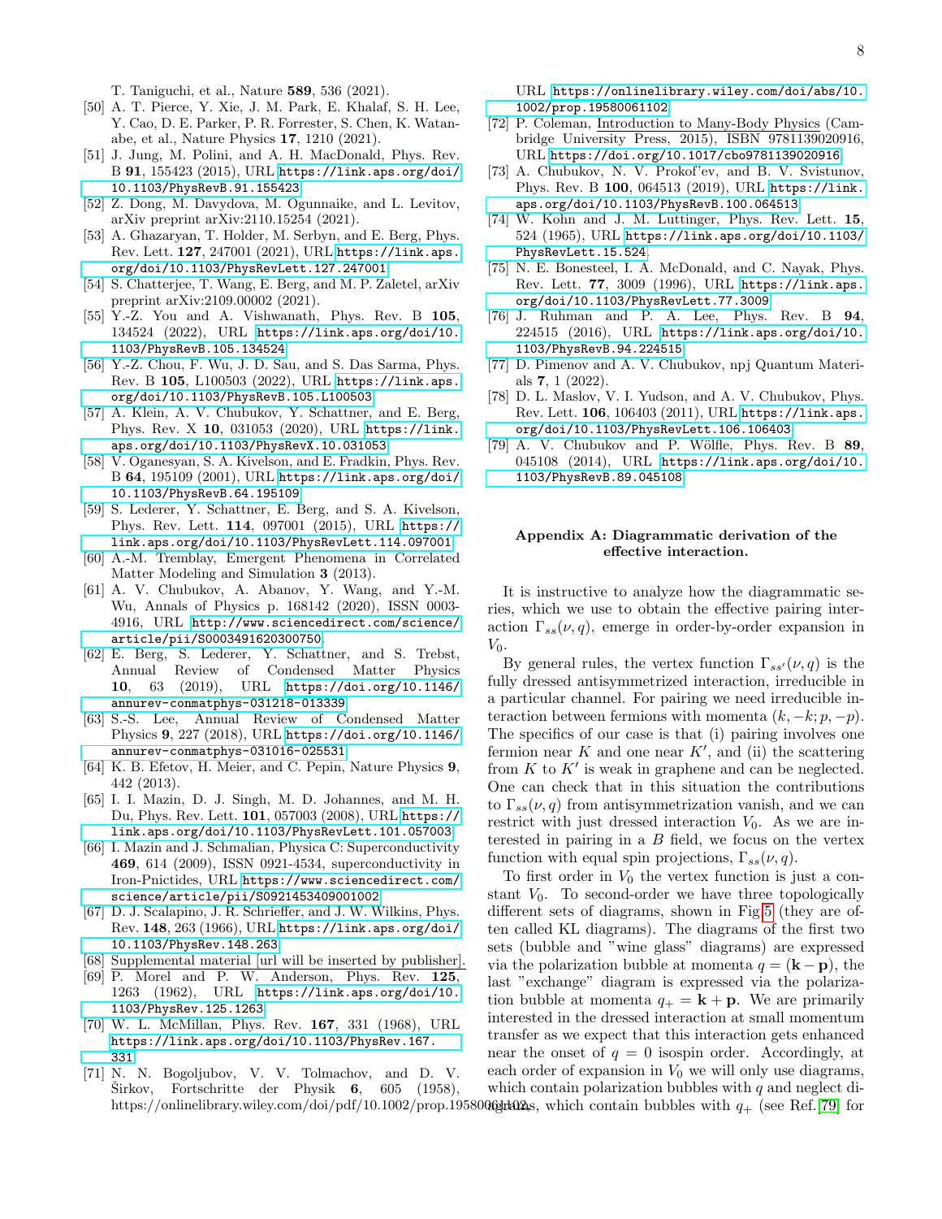T. Taniguchi, et al., Nature **589**, 536 (2021).

[50] A. T. Pierce, Y. Xie, J. M. Park, E. Khalaf, S. H. Lee, Y. Cao, D. E. Parker, P. R. Forrester, S. Chen, K. Watanabe, et al., Nature Physics **17**, 1210 (2021).

[51] J. Jung, M. Polini, and A. H. MacDonald, Phys. Rev. B **91**, 155423 (2015), URL https://link.aps.org/doi/10.1103/PhysRevB.91.155423.

[52] Z. Dong, M. Davydova, M. Ogunnaike, and L. Levitov, arXiv preprint arXiv:2110.15254 (2021).

[53] A. Ghazaryan, T. Holder, M. Serbyn, and E. Berg, Phys. Rev. Lett. **127**, 247001 (2021), URL https://link.aps.org/doi/10.1103/PhysRevLett.127.247001.

[54] S. Chatterjee, T. Wang, E. Berg, and M. P. Zaletel, arXiv preprint arXiv:2109.00002 (2021).

[55] Y.-Z. You and A. Vishwanath, Phys. Rev. B **105**, 134524 (2022), URL https://link.aps.org/doi/10.1103/PhysRevB.105.134524.

[56] Y.-Z. Chou, F. Wu, J. D. Sau, and S. Das Sarma, Phys. Rev. B **105**, L100503 (2022), URL https://link.aps.org/doi/10.1103/PhysRevB.105.L100503.

[57] A. Klein, A. V. Chubukov, Y. Schattner, and E. Berg, Phys. Rev. X **10**, 031053 (2020), URL https://link.aps.org/doi/10.1103/PhysRevX.10.031053.

[58] V. Oganesyan, S. A. Kivelson, and E. Fradkin, Phys. Rev. B **64**, 195109 (2001), URL https://link.aps.org/doi/10.1103/PhysRevB.64.195109.

[59] S. Lederer, Y. Schattner, E. Berg, and S. A. Kivelson, Phys. Rev. Lett. **114**, 097001 (2015), URL https://link.aps.org/doi/10.1103/PhysRevLett.114.097001.

[60] A.-M. Tremblay, Emergent Phenomena in Correlated Matter Modeling and Simulation **3** (2013).

[61] A. V. Chubukov, A. Abanov, Y. Wang, and Y.-M. Wu, Annals of Physics p. 168142 (2020), ISSN 0003-4916, URL http://www.sciencedirect.com/science/article/pii/S0003491620300750.

[62] E. Berg, S. Lederer, Y. Schattner, and S. Trebst, Annual Review of Condensed Matter Physics **10**, 63 (2019), URL https://doi.org/10.1146/annurev-conmatphys-031218-013339.

[63] S.-S. Lee, Annual Review of Condensed Matter Physics **9**, 227 (2018), URL https://doi.org/10.1146/annurev-conmatphys-031016-025531.

[64] K. B. Efetov, H. Meier, and C. Pepin, Nature Physics **9**, 442 (2013).

[65] I. I. Mazin, D. J. Singh, M. D. Johannes, and M. H. Du, Phys. Rev. Lett. **101**, 057003 (2008), URL https://link.aps.org/doi/10.1103/PhysRevLett.101.057003.

[66] I. Mazin and J. Schmalian, Physica C: Superconductivity **469**, 614 (2009), ISSN 0921-4534, superconductivity in Iron-Pnictides, URL https://www.sciencedirect.com/science/article/pii/S0921453409001002.

[67] D. J. Scalapino, J. R. Schrieffer, and J. W. Wilkins, Phys. Rev. **148**, 263 (1966), URL https://link.aps.org/doi/10.1103/PhysRev.148.263.

[68] Supplemental material [url will be inserted by publisher].

[69] P. Morel and P. W. Anderson, Phys. Rev. **125**, 1263 (1962), URL https://link.aps.org/doi/10.1103/PhysRev.125.1263.

[70] W. L. McMillan, Phys. Rev. **167**, 331 (1968), URL https://link.aps.org/doi/10.1103/PhysRev.167.331.

[71] N. N. Bogoljubov, V. V. Tolmachov, and D. V. Širkov, Fortschritte der Physik **6**, 605 (1958), https://onlinelibrary.wiley.com/doi/pdf/10.1002/prop.19580061102, URL https://onlinelibrary.wiley.com/doi/abs/10.1002/prop.19580061102.

[72] P. Coleman, Introduction to Many-Body Physics (Cambridge University Press, 2015), ISBN 9781139020916, URL https://doi.org/10.1017/cbo9781139020916.

[73] A. Chubukov, N. V. Prokof'ev, and B. V. Svistunov, Phys. Rev. B **100**, 064513 (2019), URL https://link.aps.org/doi/10.1103/PhysRevB.100.064513.

[74] W. Kohn and J. M. Luttinger, Phys. Rev. Lett. **15**, 524 (1965), URL https://link.aps.org/doi/10.1103/PhysRevLett.15.524.

[75] N. E. Bonesteel, I. A. McDonald, and C. Nayak, Phys. Rev. Lett. **77**, 3009 (1996), URL https://link.aps.org/doi/10.1103/PhysRevLett.77.3009.

[76] J. Ruhman and P. A. Lee, Phys. Rev. B **94**, 224515 (2016), URL https://link.aps.org/doi/10.1103/PhysRevB.94.224515.

[77] D. Pimenov and A. V. Chubukov, npj Quantum Materials **7**, 1 (2022).

[78] D. L. Maslov, V. I. Yudson, and A. V. Chubukov, Phys. Rev. Lett. **106**, 106403 (2011), URL https://link.aps.org/doi/10.1103/PhysRevLett.106.106403.

[79] A. V. Chubukov and P. Wölfle, Phys. Rev. B **89**, 045108 (2014), URL https://link.aps.org/doi/10.1103/PhysRevB.89.045108.

## Appendix A: Diagrammatic derivation of the effective interaction.

It is instructive to analyze how the diagrammatic series, which we use to obtain the effective pairing interaction $\Gamma_{ss}(\nu, q)$, emerge in order-by-order expansion in $V_0$.

By general rules, the vertex function $\Gamma_{ss'}(\nu, q)$ is the fully dressed antisymmetrized interaction, irreducible in a particular channel. For pairing we need irreducible interaction between fermions with momenta $(k, -k; p, -p)$. The specifics of our case is that (i) pairing involves one fermion near $K$ and one near $K'$, and (ii) the scattering from $K$ to $K'$ is weak in graphene and can be neglected. One can check that in this situation the contributions to $\Gamma_{ss}(\nu, q)$ from antisymmetrization vanish, and we can restrict with just dressed interaction $V_0$. As we are interested in pairing in a $B$ field, we focus on the vertex function with equal spin projections, $\Gamma_{ss}(\nu, q)$.

To first order in $V_0$ the vertex function is just a constant $V_0$. To second-order we have three topologically different sets of diagrams, shown in Fig 5 (they are often called KL diagrams). The diagrams of the first two sets (bubble and "wine glass" diagrams) are expressed via the polarization bubble at momenta $q = (\mathbf{k} - \mathbf{p})$, the last "exchange" diagram is expressed via the polarization bubble at momenta $q_+ = \mathbf{k} + \mathbf{p}$. We are primarily interested in the dressed interaction at small momentum transfer as we expect that this interaction gets enhanced near the onset of $q = 0$ isospin order. Accordingly, at each order of expansion in $V_0$ we will only use diagrams, which contain polarization bubbles with $q$ and neglect diagrams, which contain bubbles with $q_+$ (see Ref. [79] for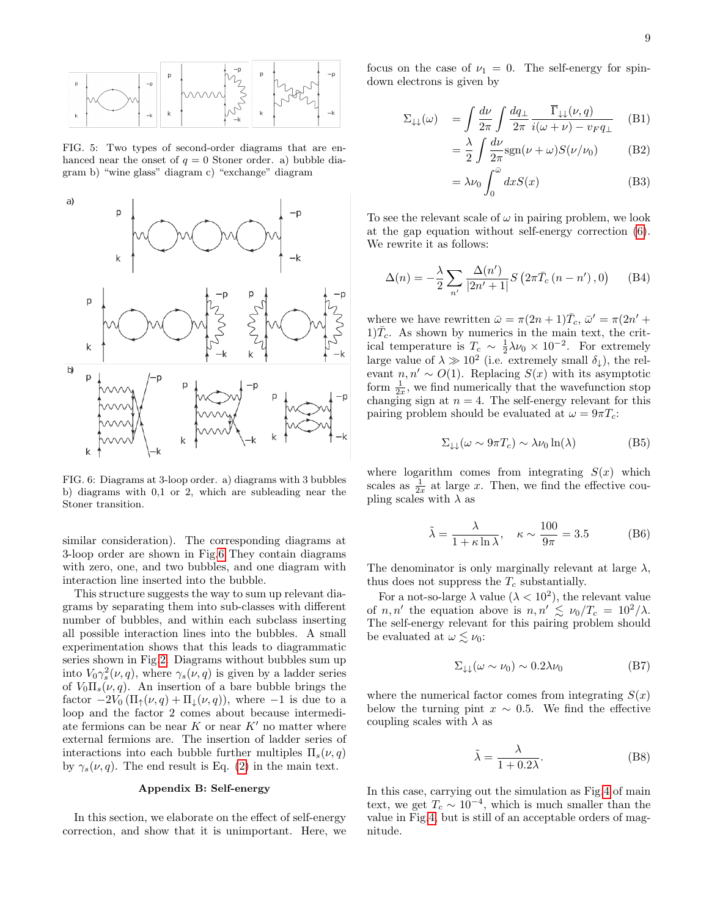FIG. 5: Two types of second-order diagrams that are enhanced near the onset of $q = 0$ Stoner order. a) bubble diagram b) "wine glass" diagram c) "exchange" diagram

a)

b)

FIG. 6: Diagrams at 3-loop order. a) diagrams with 3 bubbles b) diagrams with 0,1 or 2, which are subleading near the Stoner transition.

similar consideration). The corresponding diagrams at 3-loop order are shown in Fig.6 They contain diagrams with zero, one, and two bubbles, and one diagram with interaction line inserted into the bubble.

This structure suggests the way to sum up relevant diagrams by separating them into sub-classes with different number of bubbles, and within each subclass inserting all possible interaction lines into the bubbles. A small experimentation shows that this leads to diagrammatic series shown in Fig.2. Diagrams without bubbles sum up into $V_0\gamma_s^2(\nu, q)$, where $\gamma_s(\nu, q)$ is given by a ladder series of $V_0\Pi_s(\nu, q)$. An insertion of a bare bubble brings the factor $-2V_0\left(\Pi_\uparrow(\nu, q) + \Pi_\downarrow(\nu, q)\right)$, where $-1$ is due to a loop and the factor 2 comes about because intermediate fermions can be near $K$ or near $K'$ no matter where external fermions are. The insertion of ladder series of interactions into each bubble further multiples $\Pi_s(\nu, q)$ by $\gamma_s(\nu, q)$. The end result is Eq. (2) in the main text.

## Appendix B: Self-energy

In this section, we elaborate on the effect of self-energy correction, and show that it is unimportant. Here, we focus on the case of $\nu_1 = 0$. The self-energy for spin-down electrons is given by

$$\Sigma_{\downarrow\downarrow}(\omega) = \int \frac{d\nu}{2\pi} \int \frac{dq_\perp}{2\pi} \frac{\overline{\Gamma}_{\downarrow\downarrow}(\nu, q)}{i(\omega + \nu) - v_F q_\perp} \tag{B1}$$

$$= \frac{\lambda}{2} \int \frac{d\nu}{2\pi} \mathrm{sgn}(\nu + \omega) S(\nu/\nu_0) \tag{B2}$$

$$= \lambda \nu_0 \int_0^{\bar{\omega}} dx S(x) \tag{B3}$$

To see the relevant scale of $\omega$ in pairing problem, we look at the gap equation without self-energy correction (6). We rewrite it as follows:

$$\Delta(n) = -\frac{\lambda}{2} \sum_{n'} \frac{\Delta(n')}{|2n' + 1|} S\left(2\pi \bar{T}_c \left(n - n'\right), 0\right) \tag{B4}$$

where we have rewritten $\bar{\omega} = \pi(2n+1)\bar{T}_c$, $\bar{\omega}' = \pi(2n'+1)\bar{T}_c$. As shown by numerics in the main text, the critical temperature is $T_c \sim \frac{1}{2}\lambda\nu_0 \times 10^{-2}$. For extremely large value of $\lambda \gg 10^2$ (i.e. extremely small $\delta_\downarrow$), the relevant $n, n' \sim O(1)$. Replacing $S(x)$ with its asymptotic form $\frac{1}{2x}$, we find numerically that the wavefunction stop changing sign at $n = 4$. The self-energy relevant for this pairing problem should be evaluated at $\omega = 9\pi T_c$:

$$\Sigma_{\downarrow\downarrow}(\omega \sim 9\pi T_c) \sim \lambda \nu_0 \ln(\lambda) \tag{B5}$$

where logarithm comes from integrating $S(x)$ which scales as $\frac{1}{2x}$ at large $x$. Then, we find the effective coupling scales with $\lambda$ as

$$\tilde{\lambda} = \frac{\lambda}{1 + \kappa \ln \lambda}, \quad \kappa \sim \frac{100}{9\pi} = 3.5 \tag{B6}$$

The denominator is only marginally relevant at large $\lambda$, thus does not suppress the $T_c$ substantially.

For a not-so-large $\lambda$ value ($\lambda < 10^2$), the relevant value of $n, n'$ the equation above is $n, n' \lesssim \nu_0/T_c = 10^2/\lambda$. The self-energy relevant for this pairing problem should be evaluated at $\omega \lesssim \nu_0$:

$$\Sigma_{\downarrow\downarrow}(\omega \sim \nu_0) \sim 0.2\lambda\nu_0 \tag{B7}$$

where the numerical factor comes from integrating $S(x)$ below the turning pint $x \sim 0.5$. We find the effective coupling scales with $\lambda$ as

$$\tilde{\lambda} = \frac{\lambda}{1 + 0.2\lambda}. \tag{B8}$$

In this case, carrying out the simulation as Fig.4 of main text, we get $T_c \sim 10^{-4}$, which is much smaller than the value in Fig.4, but is still of an acceptable orders of magnitude.